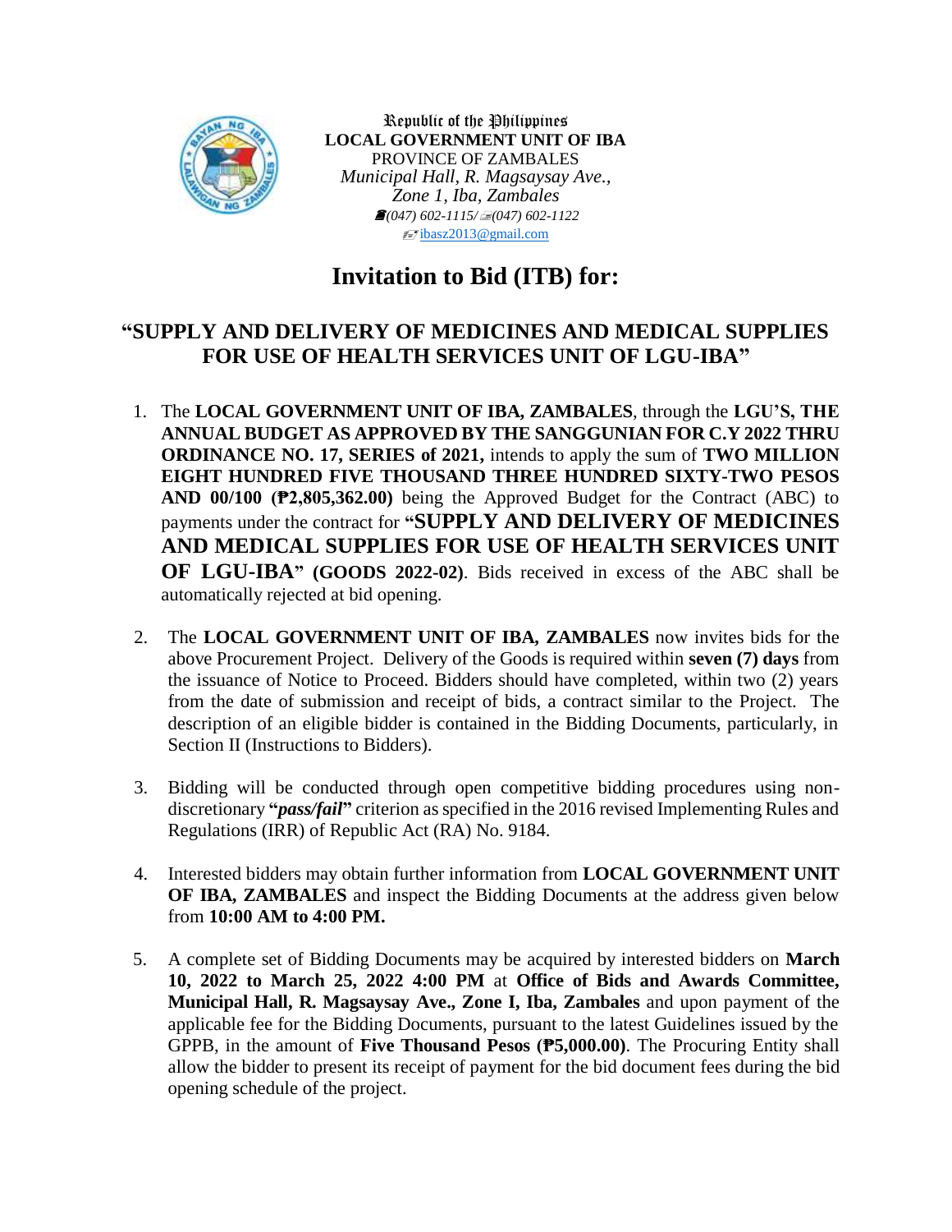Republic of the Philippines
**LOCAL GOVERNMENT UNIT OF IBA**
PROVINCE OF ZAMBALES
*Municipal Hall, R. Magsaysay Ave., Zone 1, Iba, Zambales*
*(047) 602-1115/ (047) 602-1122*
ibasz2013@gmail.com

# Invitation to Bid (ITB) for:

## "SUPPLY AND DELIVERY OF MEDICINES AND MEDICAL SUPPLIES FOR USE OF HEALTH SERVICES UNIT OF LGU-IBA"

1. The **LOCAL GOVERNMENT UNIT OF IBA, ZAMBALES**, through the **LGU'S, THE ANNUAL BUDGET AS APPROVED BY THE SANGGUNIAN FOR C.Y 2022 THRU ORDINANCE NO. 17, SERIES of 2021,** intends to apply the sum of **TWO MILLION EIGHT HUNDRED FIVE THOUSAND THREE HUNDRED SIXTY-TWO PESOS AND 00/100 (₱2,805,362.00)** being the Approved Budget for the Contract (ABC) to payments under the contract for **"SUPPLY AND DELIVERY OF MEDICINES AND MEDICAL SUPPLIES FOR USE OF HEALTH SERVICES UNIT OF LGU-IBA" (GOODS 2022-02)**. Bids received in excess of the ABC shall be automatically rejected at bid opening.

2. The **LOCAL GOVERNMENT UNIT OF IBA, ZAMBALES** now invites bids for the above Procurement Project. Delivery of the Goods is required within **seven (7) days** from the issuance of Notice to Proceed. Bidders should have completed, within two (2) years from the date of submission and receipt of bids, a contract similar to the Project. The description of an eligible bidder is contained in the Bidding Documents, particularly, in Section II (Instructions to Bidders).

3. Bidding will be conducted through open competitive bidding procedures using non-discretionary **"*pass/fail*"** criterion as specified in the 2016 revised Implementing Rules and Regulations (IRR) of Republic Act (RA) No. 9184.

4. Interested bidders may obtain further information from **LOCAL GOVERNMENT UNIT OF IBA, ZAMBALES** and inspect the Bidding Documents at the address given below from **10:00 AM to 4:00 PM.**

5. A complete set of Bidding Documents may be acquired by interested bidders on **March 10, 2022 to March 25, 2022 4:00 PM** at **Office of Bids and Awards Committee, Municipal Hall, R. Magsaysay Ave., Zone I, Iba, Zambales** and upon payment of the applicable fee for the Bidding Documents, pursuant to the latest Guidelines issued by the GPPB, in the amount of **Five Thousand Pesos (₱5,000.00)**. The Procuring Entity shall allow the bidder to present its receipt of payment for the bid document fees during the bid opening schedule of the project.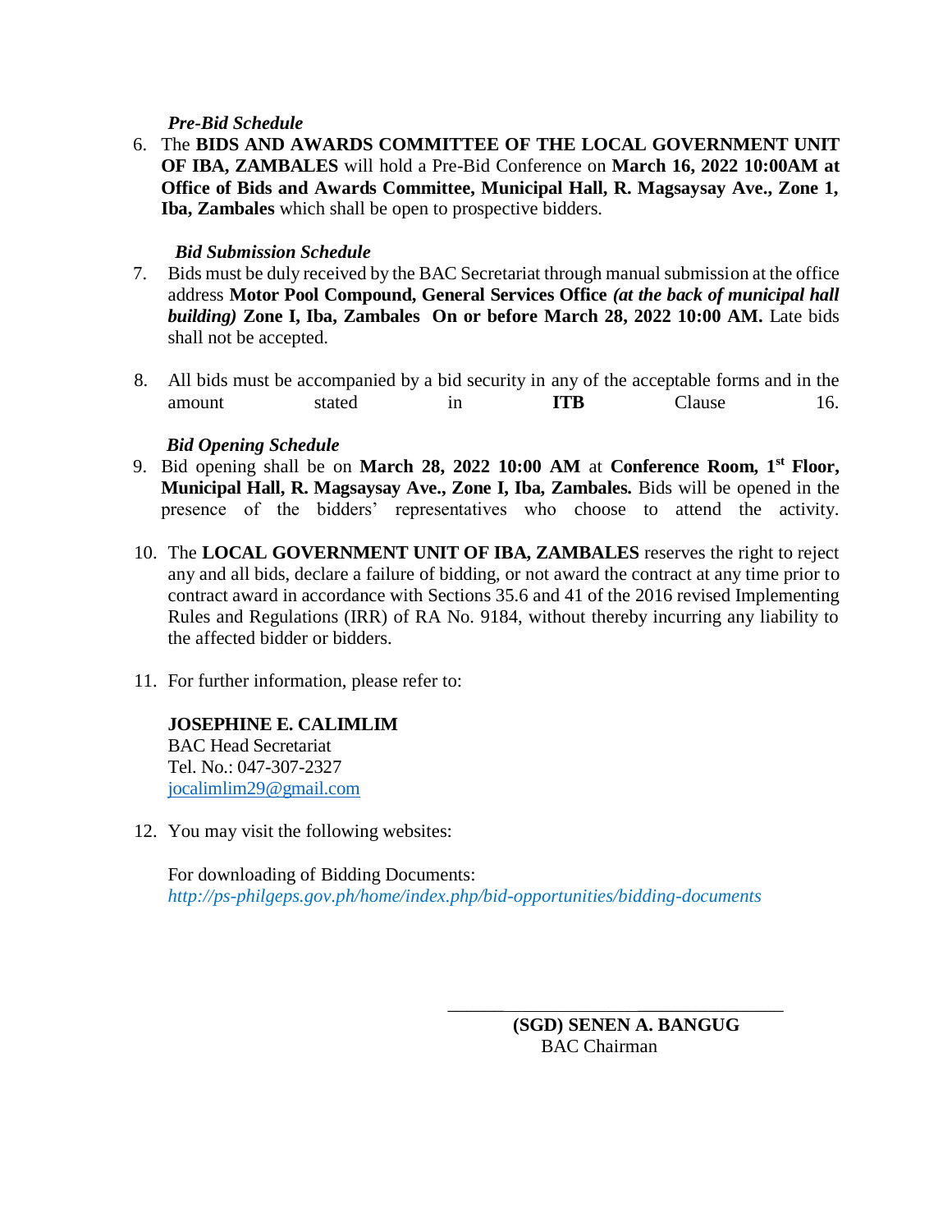*Pre-Bid Schedule*

6. The **BIDS AND AWARDS COMMITTEE OF THE LOCAL GOVERNMENT UNIT OF IBA, ZAMBALES** will hold a Pre-Bid Conference on **March 16, 2022 10:00AM at Office of Bids and Awards Committee, Municipal Hall, R. Magsaysay Ave., Zone 1, Iba, Zambales** which shall be open to prospective bidders.

*Bid Submission Schedule*

7. Bids must be duly received by the BAC Secretariat through manual submission at the office address **Motor Pool Compound, General Services Office** ***(at the back of municipal hall building)*** **Zone I, Iba, Zambales On or before March 28, 2022 10:00 AM.** Late bids shall not be accepted.

8. All bids must be accompanied by a bid security in any of the acceptable forms and in the amount stated in **ITB** Clause 16.

*Bid Opening Schedule*

9. Bid opening shall be on **March 28, 2022 10:00 AM** at **Conference Room, 1st Floor, Municipal Hall, R. Magsaysay Ave., Zone I, Iba, Zambales.** Bids will be opened in the presence of the bidders' representatives who choose to attend the activity.

10. The **LOCAL GOVERNMENT UNIT OF IBA, ZAMBALES** reserves the right to reject any and all bids, declare a failure of bidding, or not award the contract at any time prior to contract award in accordance with Sections 35.6 and 41 of the 2016 revised Implementing Rules and Regulations (IRR) of RA No. 9184, without thereby incurring any liability to the affected bidder or bidders.

11. For further information, please refer to:

    **JOSEPHINE E. CALIMLIM**
    BAC Head Secretariat
    Tel. No.: 047-307-2327
    jocalimlim29@gmail.com

12. You may visit the following websites:

    For downloading of Bidding Documents:
    *http://ps-philgeps.gov.ph/home/index.php/bid-opportunities/bidding-documents*

**(SGD) SENEN A. BANGUG**
BAC Chairman